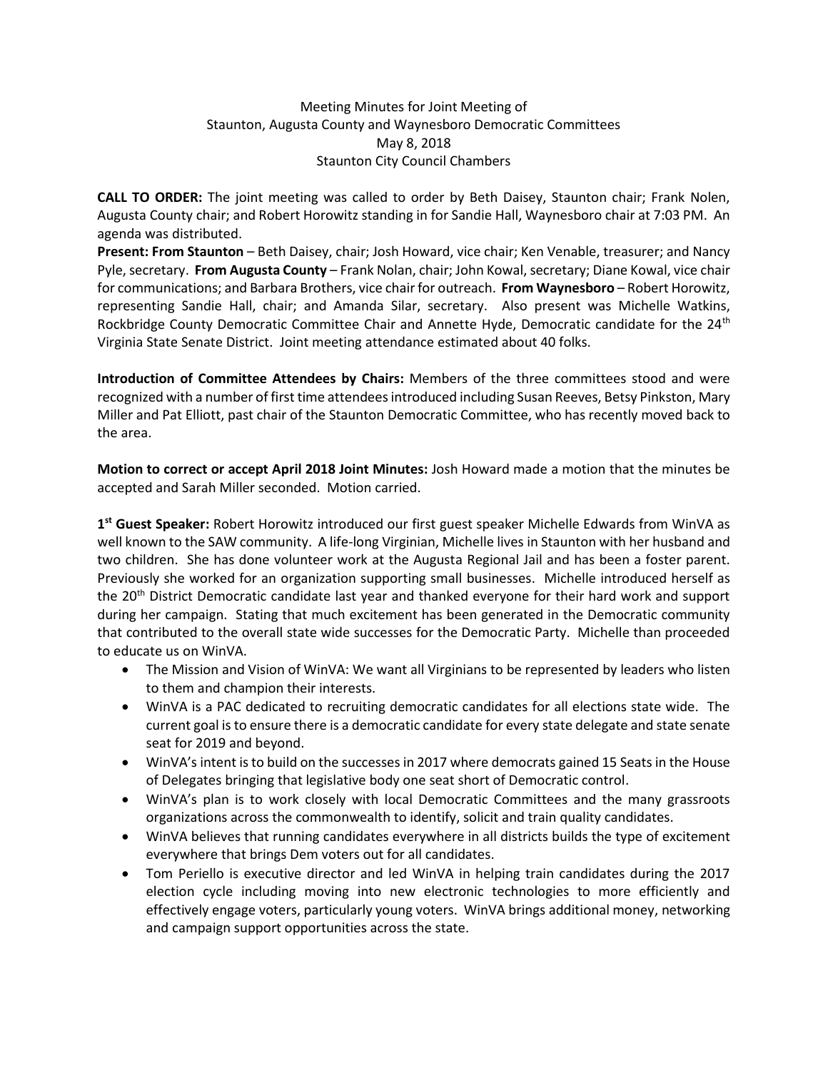Meeting Minutes for Joint Meeting of
Staunton, Augusta County and Waynesboro Democratic Committees
May 8, 2018
Staunton City Council Chambers

**CALL TO ORDER:** The joint meeting was called to order by Beth Daisey, Staunton chair; Frank Nolen, Augusta County chair; and Robert Horowitz standing in for Sandie Hall, Waynesboro chair at 7:03 PM. An agenda was distributed.

**Present: From Staunton** – Beth Daisey, chair; Josh Howard, vice chair; Ken Venable, treasurer; and Nancy Pyle, secretary. **From Augusta County** – Frank Nolan, chair; John Kowal, secretary; Diane Kowal, vice chair for communications; and Barbara Brothers, vice chair for outreach. **From Waynesboro** – Robert Horowitz, representing Sandie Hall, chair; and Amanda Silar, secretary. Also present was Michelle Watkins, Rockbridge County Democratic Committee Chair and Annette Hyde, Democratic candidate for the 24th Virginia State Senate District. Joint meeting attendance estimated about 40 folks.

**Introduction of Committee Attendees by Chairs:** Members of the three committees stood and were recognized with a number of first time attendees introduced including Susan Reeves, Betsy Pinkston, Mary Miller and Pat Elliott, past chair of the Staunton Democratic Committee, who has recently moved back to the area.

**Motion to correct or accept April 2018 Joint Minutes:** Josh Howard made a motion that the minutes be accepted and Sarah Miller seconded. Motion carried.

**1st Guest Speaker:** Robert Horowitz introduced our first guest speaker Michelle Edwards from WinVA as well known to the SAW community. A life-long Virginian, Michelle lives in Staunton with her husband and two children. She has done volunteer work at the Augusta Regional Jail and has been a foster parent. Previously she worked for an organization supporting small businesses. Michelle introduced herself as the 20th District Democratic candidate last year and thanked everyone for their hard work and support during her campaign. Stating that much excitement has been generated in the Democratic community that contributed to the overall state wide successes for the Democratic Party. Michelle than proceeded to educate us on WinVA.

- The Mission and Vision of WinVA: We want all Virginians to be represented by leaders who listen to them and champion their interests.
- WinVA is a PAC dedicated to recruiting democratic candidates for all elections state wide. The current goal is to ensure there is a democratic candidate for every state delegate and state senate seat for 2019 and beyond.
- WinVA's intent is to build on the successes in 2017 where democrats gained 15 Seats in the House of Delegates bringing that legislative body one seat short of Democratic control.
- WinVA's plan is to work closely with local Democratic Committees and the many grassroots organizations across the commonwealth to identify, solicit and train quality candidates.
- WinVA believes that running candidates everywhere in all districts builds the type of excitement everywhere that brings Dem voters out for all candidates.
- Tom Periello is executive director and led WinVA in helping train candidates during the 2017 election cycle including moving into new electronic technologies to more efficiently and effectively engage voters, particularly young voters. WinVA brings additional money, networking and campaign support opportunities across the state.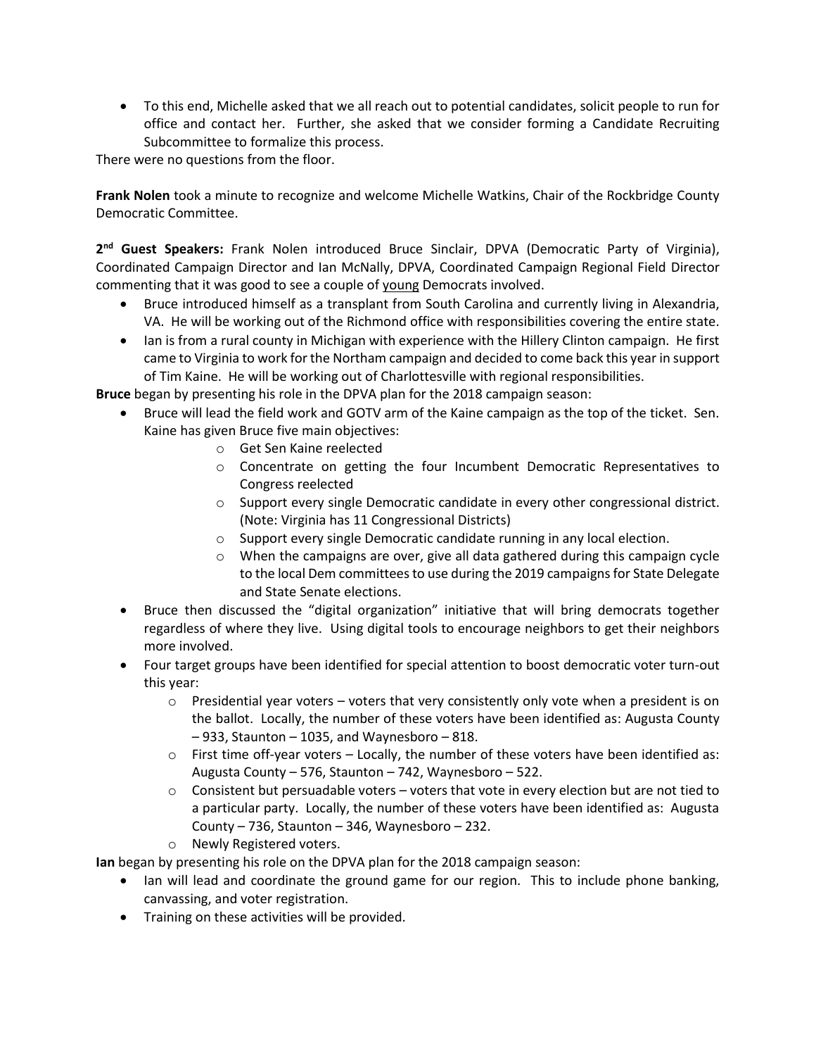- To this end, Michelle asked that we all reach out to potential candidates, solicit people to run for office and contact her. Further, she asked that we consider forming a Candidate Recruiting Subcommittee to formalize this process.

There were no questions from the floor.

**Frank Nolen** took a minute to recognize and welcome Michelle Watkins, Chair of the Rockbridge County Democratic Committee.

**2nd Guest Speakers:** Frank Nolen introduced Bruce Sinclair, DPVA (Democratic Party of Virginia), Coordinated Campaign Director and Ian McNally, DPVA, Coordinated Campaign Regional Field Director commenting that it was good to see a couple of young Democrats involved.

- Bruce introduced himself as a transplant from South Carolina and currently living in Alexandria, VA. He will be working out of the Richmond office with responsibilities covering the entire state.
- Ian is from a rural county in Michigan with experience with the Hillery Clinton campaign. He first came to Virginia to work for the Northam campaign and decided to come back this year in support of Tim Kaine. He will be working out of Charlottesville with regional responsibilities.

**Bruce** began by presenting his role in the DPVA plan for the 2018 campaign season:

- Bruce will lead the field work and GOTV arm of the Kaine campaign as the top of the ticket. Sen. Kaine has given Bruce five main objectives:
  - Get Sen Kaine reelected
  - Concentrate on getting the four Incumbent Democratic Representatives to Congress reelected
  - Support every single Democratic candidate in every other congressional district. (Note: Virginia has 11 Congressional Districts)
  - Support every single Democratic candidate running in any local election.
  - When the campaigns are over, give all data gathered during this campaign cycle to the local Dem committees to use during the 2019 campaigns for State Delegate and State Senate elections.
- Bruce then discussed the "digital organization" initiative that will bring democrats together regardless of where they live. Using digital tools to encourage neighbors to get their neighbors more involved.
- Four target groups have been identified for special attention to boost democratic voter turn-out this year:
  - Presidential year voters – voters that very consistently only vote when a president is on the ballot. Locally, the number of these voters have been identified as: Augusta County – 933, Staunton – 1035, and Waynesboro – 818.
  - First time off-year voters – Locally, the number of these voters have been identified as: Augusta County – 576, Staunton – 742, Waynesboro – 522.
  - Consistent but persuadable voters – voters that vote in every election but are not tied to a particular party. Locally, the number of these voters have been identified as: Augusta County – 736, Staunton – 346, Waynesboro – 232.
  - Newly Registered voters.

**Ian** began by presenting his role on the DPVA plan for the 2018 campaign season:

- Ian will lead and coordinate the ground game for our region. This to include phone banking, canvassing, and voter registration.
- Training on these activities will be provided.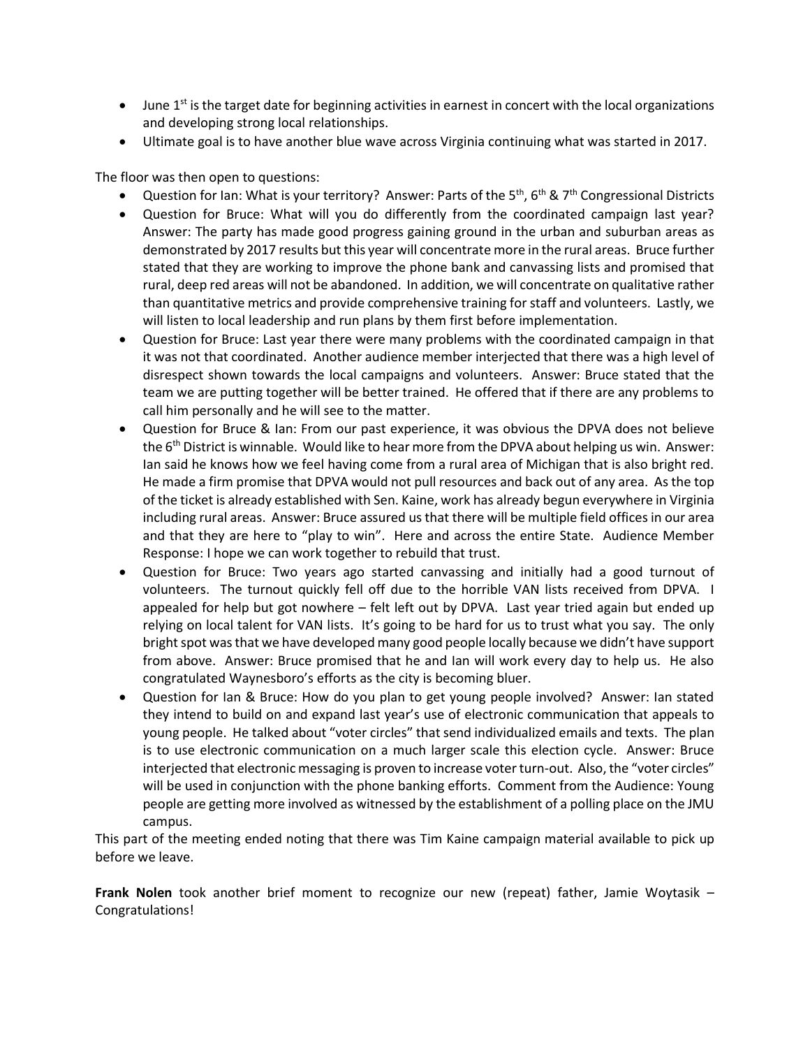- June 1st is the target date for beginning activities in earnest in concert with the local organizations and developing strong local relationships.
- Ultimate goal is to have another blue wave across Virginia continuing what was started in 2017.

The floor was then open to questions:

- Question for Ian: What is your territory? Answer: Parts of the 5th, 6th & 7th Congressional Districts
- Question for Bruce: What will you do differently from the coordinated campaign last year? Answer: The party has made good progress gaining ground in the urban and suburban areas as demonstrated by 2017 results but this year will concentrate more in the rural areas. Bruce further stated that they are working to improve the phone bank and canvassing lists and promised that rural, deep red areas will not be abandoned. In addition, we will concentrate on qualitative rather than quantitative metrics and provide comprehensive training for staff and volunteers. Lastly, we will listen to local leadership and run plans by them first before implementation.
- Question for Bruce: Last year there were many problems with the coordinated campaign in that it was not that coordinated. Another audience member interjected that there was a high level of disrespect shown towards the local campaigns and volunteers. Answer: Bruce stated that the team we are putting together will be better trained. He offered that if there are any problems to call him personally and he will see to the matter.
- Question for Bruce & Ian: From our past experience, it was obvious the DPVA does not believe the 6th District is winnable. Would like to hear more from the DPVA about helping us win. Answer: Ian said he knows how we feel having come from a rural area of Michigan that is also bright red. He made a firm promise that DPVA would not pull resources and back out of any area. As the top of the ticket is already established with Sen. Kaine, work has already begun everywhere in Virginia including rural areas. Answer: Bruce assured us that there will be multiple field offices in our area and that they are here to "play to win". Here and across the entire State. Audience Member Response: I hope we can work together to rebuild that trust.
- Question for Bruce: Two years ago started canvassing and initially had a good turnout of volunteers. The turnout quickly fell off due to the horrible VAN lists received from DPVA. I appealed for help but got nowhere – felt left out by DPVA. Last year tried again but ended up relying on local talent for VAN lists. It's going to be hard for us to trust what you say. The only bright spot was that we have developed many good people locally because we didn't have support from above. Answer: Bruce promised that he and Ian will work every day to help us. He also congratulated Waynesboro's efforts as the city is becoming bluer.
- Question for Ian & Bruce: How do you plan to get young people involved? Answer: Ian stated they intend to build on and expand last year's use of electronic communication that appeals to young people. He talked about "voter circles" that send individualized emails and texts. The plan is to use electronic communication on a much larger scale this election cycle. Answer: Bruce interjected that electronic messaging is proven to increase voter turn-out. Also, the "voter circles" will be used in conjunction with the phone banking efforts. Comment from the Audience: Young people are getting more involved as witnessed by the establishment of a polling place on the JMU campus.

This part of the meeting ended noting that there was Tim Kaine campaign material available to pick up before we leave.

**Frank Nolen** took another brief moment to recognize our new (repeat) father, Jamie Woytasik – Congratulations!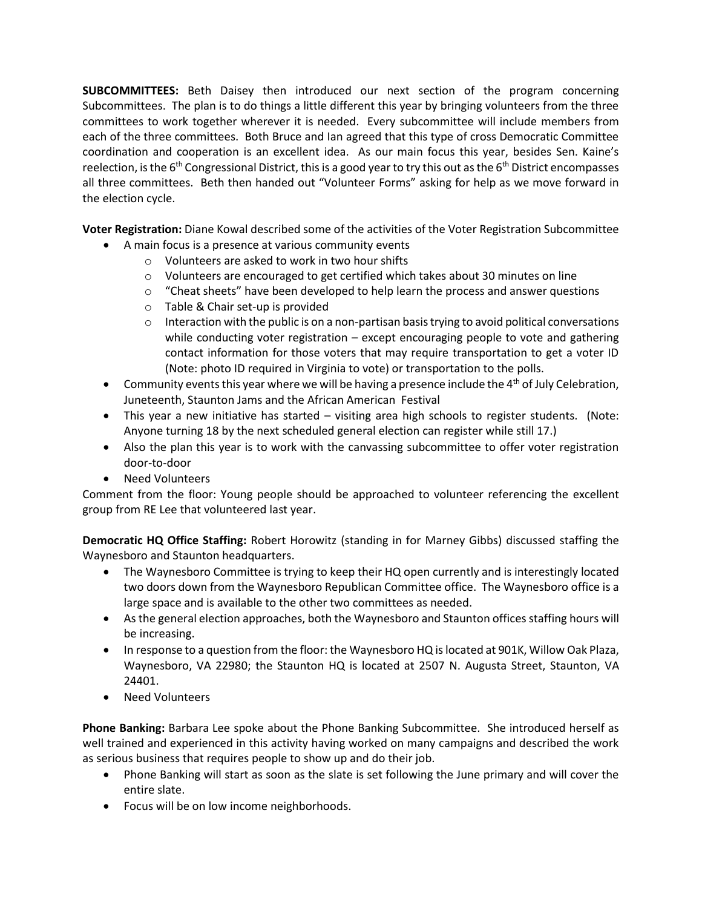**SUBCOMMITTEES:** Beth Daisey then introduced our next section of the program concerning Subcommittees. The plan is to do things a little different this year by bringing volunteers from the three committees to work together wherever it is needed. Every subcommittee will include members from each of the three committees. Both Bruce and Ian agreed that this type of cross Democratic Committee coordination and cooperation is an excellent idea. As our main focus this year, besides Sen. Kaine's reelection, is the 6th Congressional District, this is a good year to try this out as the 6th District encompasses all three committees. Beth then handed out "Volunteer Forms" asking for help as we move forward in the election cycle.

**Voter Registration:** Diane Kowal described some of the activities of the Voter Registration Subcommittee

- A main focus is a presence at various community events
  - Volunteers are asked to work in two hour shifts
  - Volunteers are encouraged to get certified which takes about 30 minutes on line
  - "Cheat sheets" have been developed to help learn the process and answer questions
  - Table & Chair set-up is provided
  - Interaction with the public is on a non-partisan basis trying to avoid political conversations while conducting voter registration – except encouraging people to vote and gathering contact information for those voters that may require transportation to get a voter ID (Note: photo ID required in Virginia to vote) or transportation to the polls.
- Community events this year where we will be having a presence include the 4th of July Celebration, Juneteenth, Staunton Jams and the African American Festival
- This year a new initiative has started – visiting area high schools to register students. (Note: Anyone turning 18 by the next scheduled general election can register while still 17.)
- Also the plan this year is to work with the canvassing subcommittee to offer voter registration door-to-door
- Need Volunteers

Comment from the floor: Young people should be approached to volunteer referencing the excellent group from RE Lee that volunteered last year.

**Democratic HQ Office Staffing:** Robert Horowitz (standing in for Marney Gibbs) discussed staffing the Waynesboro and Staunton headquarters.

- The Waynesboro Committee is trying to keep their HQ open currently and is interestingly located two doors down from the Waynesboro Republican Committee office. The Waynesboro office is a large space and is available to the other two committees as needed.
- As the general election approaches, both the Waynesboro and Staunton offices staffing hours will be increasing.
- In response to a question from the floor: the Waynesboro HQ is located at 901K, Willow Oak Plaza, Waynesboro, VA 22980; the Staunton HQ is located at 2507 N. Augusta Street, Staunton, VA 24401.
- Need Volunteers

**Phone Banking:** Barbara Lee spoke about the Phone Banking Subcommittee. She introduced herself as well trained and experienced in this activity having worked on many campaigns and described the work as serious business that requires people to show up and do their job.

- Phone Banking will start as soon as the slate is set following the June primary and will cover the entire slate.
- Focus will be on low income neighborhoods.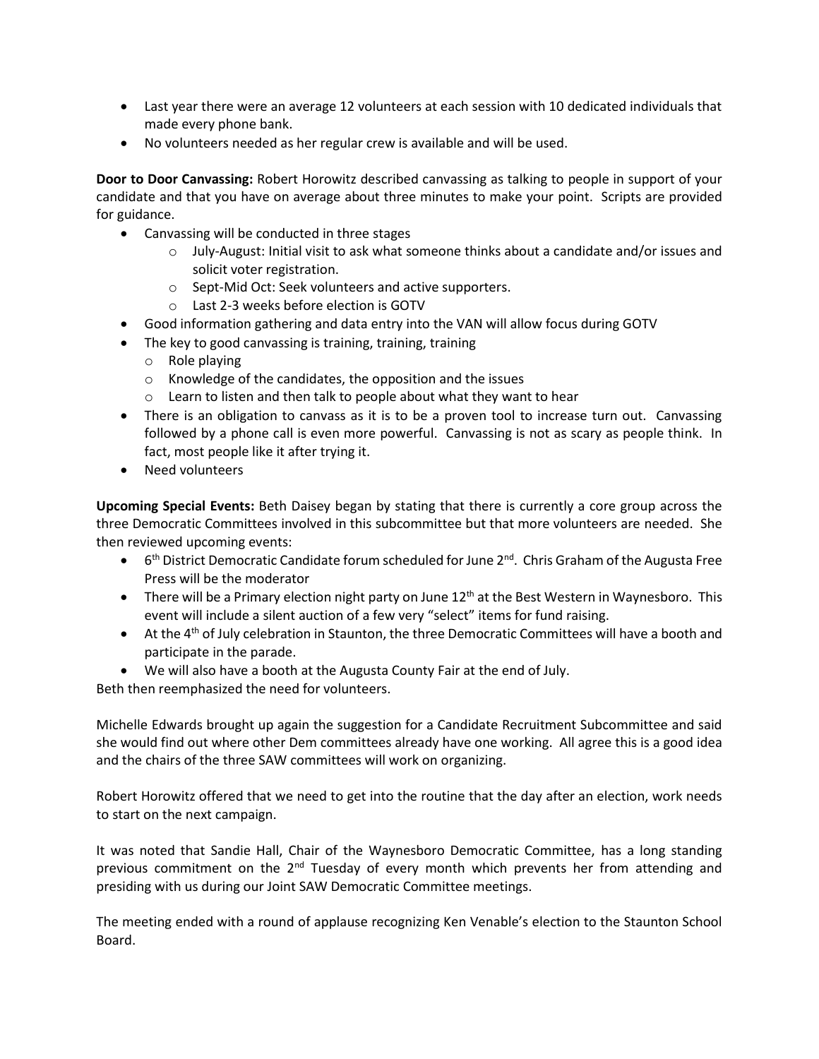- Last year there were an average 12 volunteers at each session with 10 dedicated individuals that made every phone bank.
- No volunteers needed as her regular crew is available and will be used.

**Door to Door Canvassing:** Robert Horowitz described canvassing as talking to people in support of your candidate and that you have on average about three minutes to make your point. Scripts are provided for guidance.

- Canvassing will be conducted in three stages
  - July-August: Initial visit to ask what someone thinks about a candidate and/or issues and solicit voter registration.
  - Sept-Mid Oct: Seek volunteers and active supporters.
  - Last 2-3 weeks before election is GOTV
- Good information gathering and data entry into the VAN will allow focus during GOTV
- The key to good canvassing is training, training, training
  - Role playing
  - Knowledge of the candidates, the opposition and the issues
  - Learn to listen and then talk to people about what they want to hear
- There is an obligation to canvass as it is to be a proven tool to increase turn out. Canvassing followed by a phone call is even more powerful. Canvassing is not as scary as people think. In fact, most people like it after trying it.
- Need volunteers

**Upcoming Special Events:** Beth Daisey began by stating that there is currently a core group across the three Democratic Committees involved in this subcommittee but that more volunteers are needed. She then reviewed upcoming events:

- 6th District Democratic Candidate forum scheduled for June 2nd. Chris Graham of the Augusta Free Press will be the moderator
- There will be a Primary election night party on June 12th at the Best Western in Waynesboro. This event will include a silent auction of a few very "select" items for fund raising.
- At the 4th of July celebration in Staunton, the three Democratic Committees will have a booth and participate in the parade.
- We will also have a booth at the Augusta County Fair at the end of July.

Beth then reemphasized the need for volunteers.

Michelle Edwards brought up again the suggestion for a Candidate Recruitment Subcommittee and said she would find out where other Dem committees already have one working. All agree this is a good idea and the chairs of the three SAW committees will work on organizing.

Robert Horowitz offered that we need to get into the routine that the day after an election, work needs to start on the next campaign.

It was noted that Sandie Hall, Chair of the Waynesboro Democratic Committee, has a long standing previous commitment on the 2nd Tuesday of every month which prevents her from attending and presiding with us during our Joint SAW Democratic Committee meetings.

The meeting ended with a round of applause recognizing Ken Venable's election to the Staunton School Board.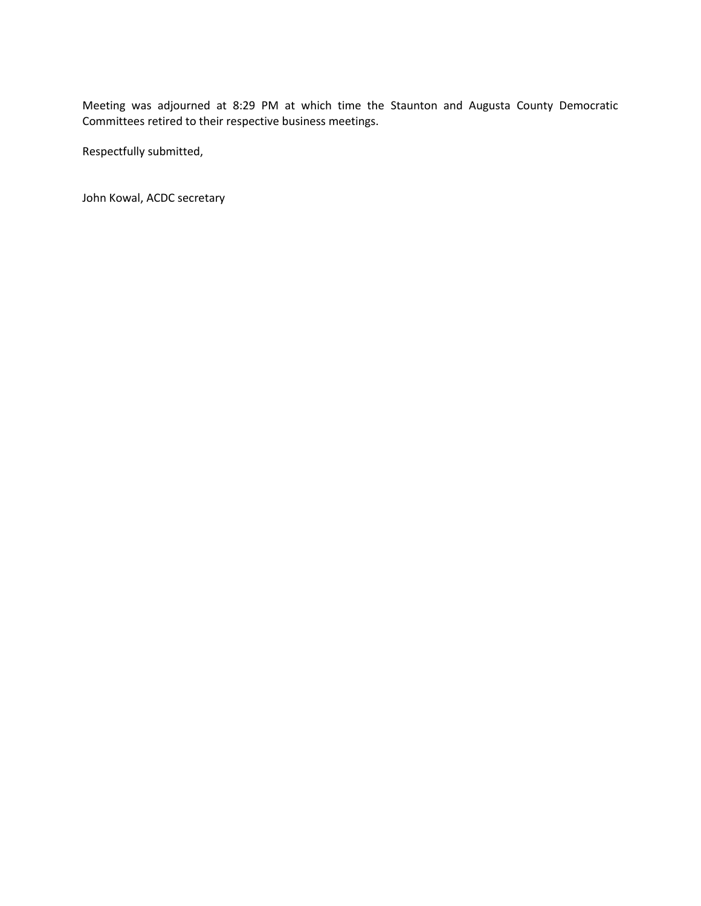Meeting was adjourned at 8:29 PM at which time the Staunton and Augusta County Democratic Committees retired to their respective business meetings.

Respectfully submitted,

John Kowal, ACDC secretary